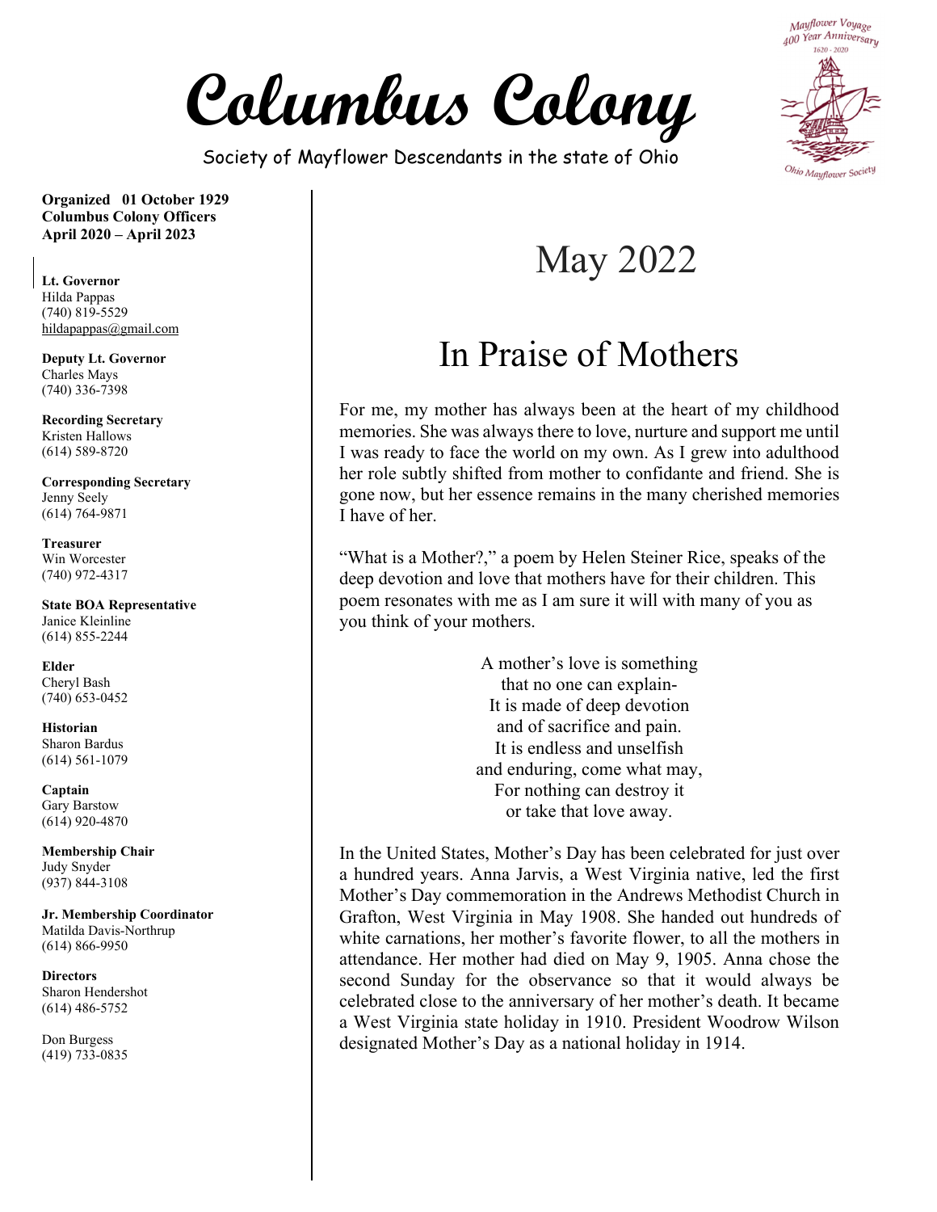# Columbus Colony

Society of Mayflower Descendants in the state of Ohio

Mayflower Voyage 400 Year Anniversary 1620 - 2020

Ohio Mayflower Society

**Organized 01 October 1929**
**Columbus Colony Officers**
**April 2020 – April 2023**

**Lt. Governor**
Hilda Pappas
(740) 819-5529
hildapappas@gmail.com

**Deputy Lt. Governor**
Charles Mays
(740) 336-7398

**Recording Secretary**
Kristen Hallows
(614) 589-8720

**Corresponding Secretary**
Jenny Seely
(614) 764-9871

**Treasurer**
Win Worcester
(740) 972-4317

**State BOA Representative**
Janice Kleinline
(614) 855-2244

**Elder**
Cheryl Bash
(740) 653-0452

**Historian**
Sharon Bardus
(614) 561-1079

**Captain**
Gary Barstow
(614) 920-4870

**Membership Chair**
Judy Snyder
(937) 844-3108

**Jr. Membership Coordinator**
Matilda Davis-Northrup
(614) 866-9950

**Directors**
Sharon Hendershot
(614) 486-5752

Don Burgess
(419) 733-0835

## May 2022

## In Praise of Mothers

For me, my mother has always been at the heart of my childhood memories. She was always there to love, nurture and support me until I was ready to face the world on my own. As I grew into adulthood her role subtly shifted from mother to confidante and friend. She is gone now, but her essence remains in the many cherished memories I have of her.

"What is a Mother?," a poem by Helen Steiner Rice, speaks of the deep devotion and love that mothers have for their children. This poem resonates with me as I am sure it will with many of you as you think of your mothers.

A mother's love is something
that no one can explain-
It is made of deep devotion
and of sacrifice and pain.
It is endless and unselfish
and enduring, come what may,
For nothing can destroy it
or take that love away.

In the United States, Mother's Day has been celebrated for just over a hundred years. Anna Jarvis, a West Virginia native, led the first Mother's Day commemoration in the Andrews Methodist Church in Grafton, West Virginia in May 1908. She handed out hundreds of white carnations, her mother's favorite flower, to all the mothers in attendance. Her mother had died on May 9, 1905. Anna chose the second Sunday for the observance so that it would always be celebrated close to the anniversary of her mother's death. It became a West Virginia state holiday in 1910. President Woodrow Wilson designated Mother's Day as a national holiday in 1914.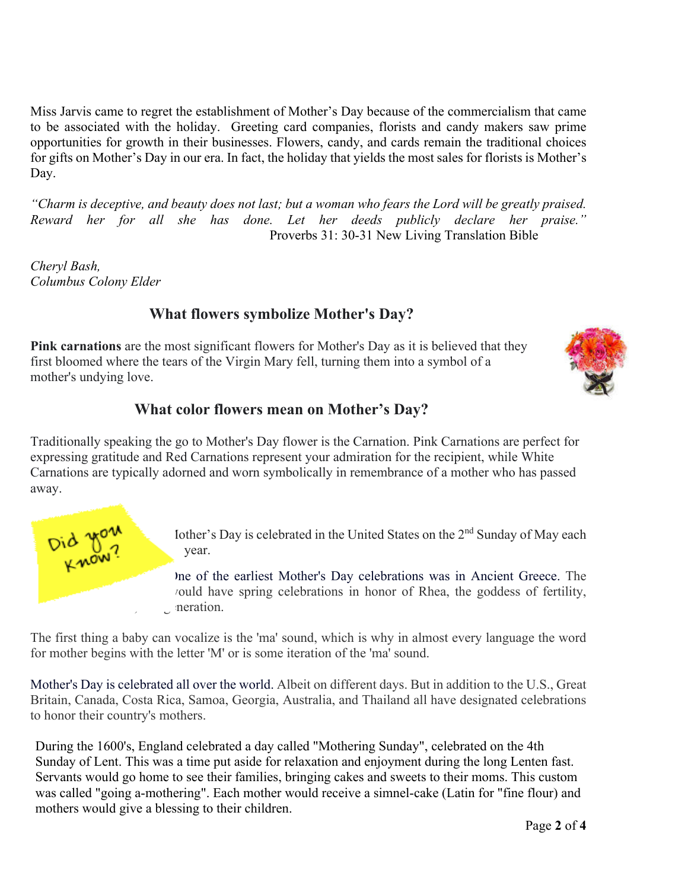Miss Jarvis came to regret the establishment of Mother's Day because of the commercialism that came to be associated with the holiday. Greeting card companies, florists and candy makers saw prime opportunities for growth in their businesses. Flowers, candy, and cards remain the traditional choices for gifts on Mother's Day in our era. In fact, the holiday that yields the most sales for florists is Mother's Day.

*"Charm is deceptive, and beauty does not last; but a woman who fears the Lord will be greatly praised. Reward her for all she has done. Let her deeds publicly declare her praise."*
Proverbs 31: 30-31 New Living Translation Bible

*Cheryl Bash,*
*Columbus Colony Elder*

## What flowers symbolize Mother's Day?

**Pink carnations** are the most significant flowers for Mother's Day as it is believed that they first bloomed where the tears of the Virgin Mary fell, turning them into a symbol of a mother's undying love.

## What color flowers mean on Mother's Day?

Traditionally speaking the go to Mother's Day flower is the Carnation. Pink Carnations are perfect for expressing gratitude and Red Carnations represent your admiration for the recipient, while White Carnations are typically adorned and worn symbolically in remembrance of a mother who has passed away.

Did you know?

Iother's Day is celebrated in the United States on the 2nd Sunday of May each year.

)ne of the earliest Mother's Day celebrations was in Ancient Greece. The vould have spring celebrations in honor of Rhea, the goddess of fertility, neration.

The first thing a baby can vocalize is the 'ma' sound, which is why in almost every language the word for mother begins with the letter 'M' or is some iteration of the 'ma' sound.

Mother's Day is celebrated all over the world. Albeit on different days. But in addition to the U.S., Great Britain, Canada, Costa Rica, Samoa, Georgia, Australia, and Thailand all have designated celebrations to honor their country's mothers.

During the 1600's, England celebrated a day called "Mothering Sunday", celebrated on the 4th Sunday of Lent. This was a time put aside for relaxation and enjoyment during the long Lenten fast. Servants would go home to see their families, bringing cakes and sweets to their moms. This custom was called "going a-mothering". Each mother would receive a simnel-cake (Latin for "fine flour) and mothers would give a blessing to their children.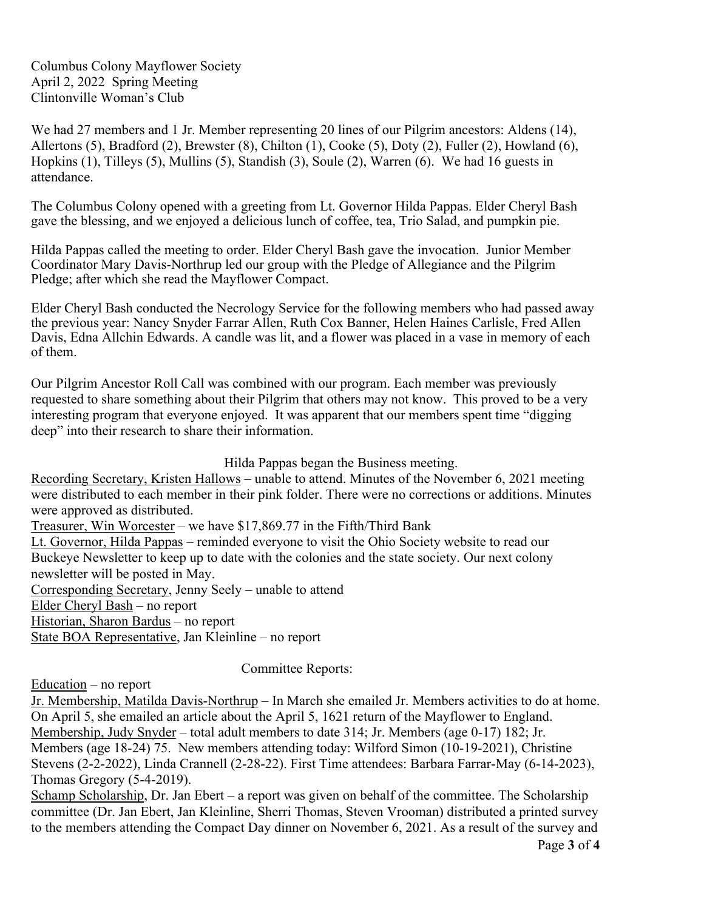Columbus Colony Mayflower Society
April 2, 2022 Spring Meeting
Clintonville Woman's Club

We had 27 members and 1 Jr. Member representing 20 lines of our Pilgrim ancestors: Aldens (14), Allertons (5), Bradford (2), Brewster (8), Chilton (1), Cooke (5), Doty (2), Fuller (2), Howland (6), Hopkins (1), Tilleys (5), Mullins (5), Standish (3), Soule (2), Warren (6). We had 16 guests in attendance.

The Columbus Colony opened with a greeting from Lt. Governor Hilda Pappas. Elder Cheryl Bash gave the blessing, and we enjoyed a delicious lunch of coffee, tea, Trio Salad, and pumpkin pie.

Hilda Pappas called the meeting to order. Elder Cheryl Bash gave the invocation. Junior Member Coordinator Mary Davis-Northrup led our group with the Pledge of Allegiance and the Pilgrim Pledge; after which she read the Mayflower Compact.

Elder Cheryl Bash conducted the Necrology Service for the following members who had passed away the previous year: Nancy Snyder Farrar Allen, Ruth Cox Banner, Helen Haines Carlisle, Fred Allen Davis, Edna Allchin Edwards. A candle was lit, and a flower was placed in a vase in memory of each of them.

Our Pilgrim Ancestor Roll Call was combined with our program. Each member was previously requested to share something about their Pilgrim that others may not know. This proved to be a very interesting program that everyone enjoyed. It was apparent that our members spent time "digging deep" into their research to share their information.

Hilda Pappas began the Business meeting.

Recording Secretary, Kristen Hallows – unable to attend. Minutes of the November 6, 2021 meeting were distributed to each member in their pink folder. There were no corrections or additions. Minutes were approved as distributed.
Treasurer, Win Worcester – we have $17,869.77 in the Fifth/Third Bank
Lt. Governor, Hilda Pappas – reminded everyone to visit the Ohio Society website to read our Buckeye Newsletter to keep up to date with the colonies and the state society. Our next colony newsletter will be posted in May.
Corresponding Secretary, Jenny Seely – unable to attend
Elder Cheryl Bash – no report
Historian, Sharon Bardus – no report
State BOA Representative, Jan Kleinline – no report

Committee Reports:

Education – no report
Jr. Membership, Matilda Davis-Northrup – In March she emailed Jr. Members activities to do at home. On April 5, she emailed an article about the April 5, 1621 return of the Mayflower to England.
Membership, Judy Snyder – total adult members to date 314; Jr. Members (age 0-17) 182; Jr. Members (age 18-24) 75. New members attending today: Wilford Simon (10-19-2021), Christine Stevens (2-2-2022), Linda Crannell (2-28-22). First Time attendees: Barbara Farrar-May (6-14-2023), Thomas Gregory (5-4-2019).
Schamp Scholarship, Dr. Jan Ebert – a report was given on behalf of the committee. The Scholarship committee (Dr. Jan Ebert, Jan Kleinline, Sherri Thomas, Steven Vrooman) distributed a printed survey to the members attending the Compact Day dinner on November 6, 2021. As a result of the survey and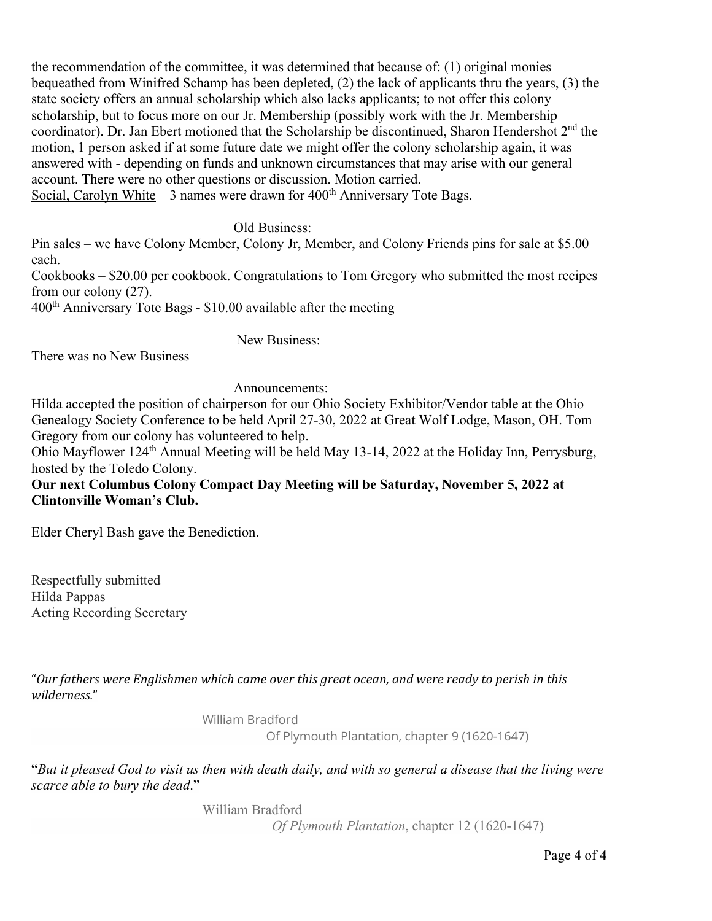the recommendation of the committee, it was determined that because of: (1) original monies bequeathed from Winifred Schamp has been depleted, (2) the lack of applicants thru the years, (3) the state society offers an annual scholarship which also lacks applicants; to not offer this colony scholarship, but to focus more on our Jr. Membership (possibly work with the Jr. Membership coordinator). Dr. Jan Ebert motioned that the Scholarship be discontinued, Sharon Hendershot 2nd the motion, 1 person asked if at some future date we might offer the colony scholarship again, it was answered with - depending on funds and unknown circumstances that may arise with our general account. There were no other questions or discussion. Motion carried.

<u>Social, Carolyn White</u> – 3 names were drawn for 400th Anniversary Tote Bags.

Old Business:

Pin sales – we have Colony Member, Colony Jr, Member, and Colony Friends pins for sale at $5.00 each.

Cookbooks – $20.00 per cookbook. Congratulations to Tom Gregory who submitted the most recipes from our colony (27).

400th Anniversary Tote Bags - $10.00 available after the meeting

New Business:

There was no New Business

Announcements:

Hilda accepted the position of chairperson for our Ohio Society Exhibitor/Vendor table at the Ohio Genealogy Society Conference to be held April 27-30, 2022 at Great Wolf Lodge, Mason, OH. Tom Gregory from our colony has volunteered to help.

Ohio Mayflower 124th Annual Meeting will be held May 13-14, 2022 at the Holiday Inn, Perrysburg, hosted by the Toledo Colony.

**Our next Columbus Colony Compact Day Meeting will be Saturday, November 5, 2022 at Clintonville Woman's Club.**

Elder Cheryl Bash gave the Benediction.

Respectfully submitted
Hilda Pappas
Acting Recording Secretary

"*Our fathers were Englishmen which came over this great ocean, and were ready to perish in this wilderness.*"

William Bradford
Of Plymouth Plantation, chapter 9 (1620-1647)

"*But it pleased God to visit us then with death daily, and with so general a disease that the living were scarce able to bury the dead.*"

William Bradford
*Of Plymouth Plantation*, chapter 12 (1620-1647)